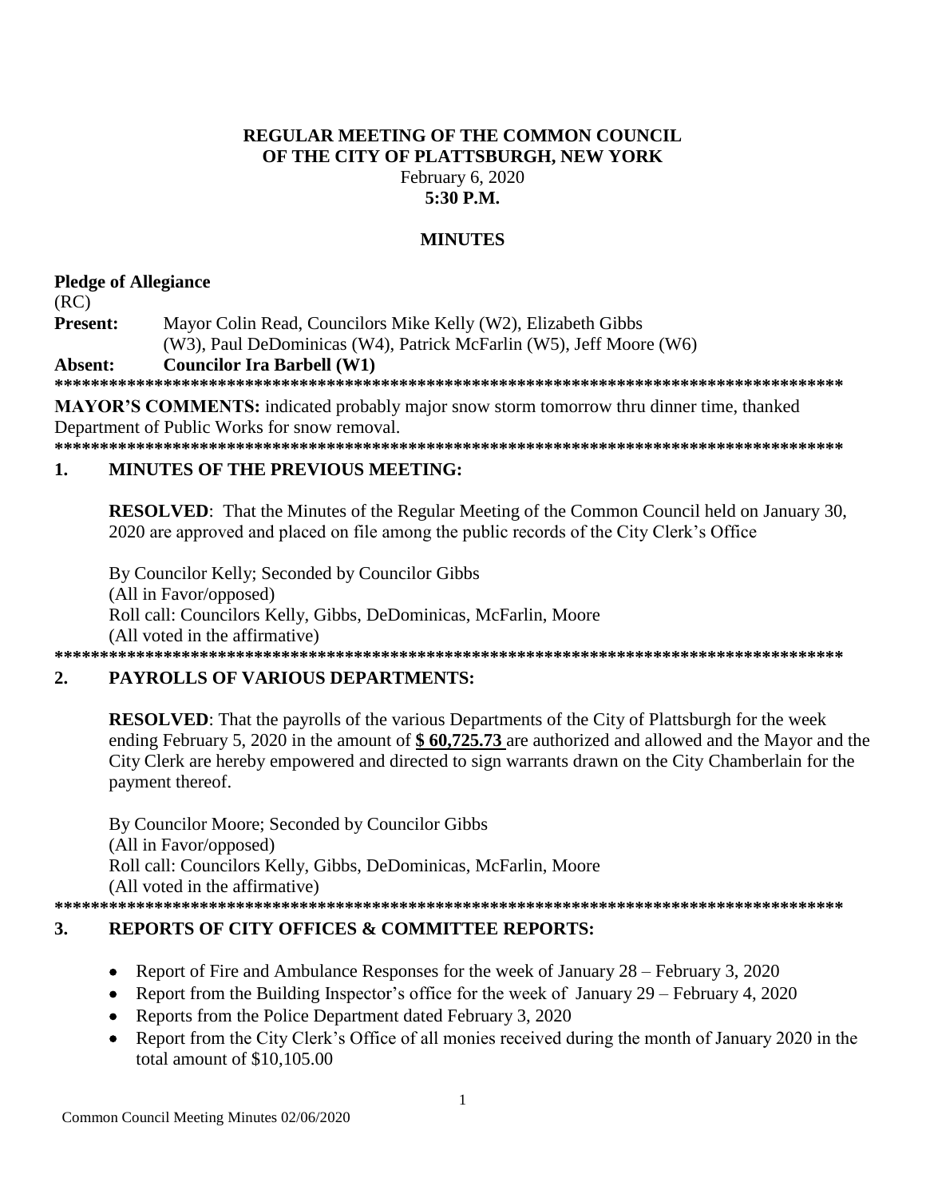**REGULAR MEETING OF THE COMMON COUNCIL**
**OF THE CITY OF PLATTSBURGH, NEW YORK**
February 6, 2020
**5:30 P.M.**

**MINUTES**

**Pledge of Allegiance**
(RC)
**Present:** Mayor Colin Read, Councilors Mike Kelly (W2), Elizabeth Gibbs (W3), Paul DeDominicas (W4), Patrick McFarlin (W5), Jeff Moore (W6)
**Absent:** **Councilor Ira Barbell (W1)**

******************************************************************************************

**MAYOR'S COMMENTS:** indicated probably major snow storm tomorrow thru dinner time, thanked Department of Public Works for snow removal.

******************************************************************************************

## 1. MINUTES OF THE PREVIOUS MEETING:

**RESOLVED**: That the Minutes of the Regular Meeting of the Common Council held on January 30, 2020 are approved and placed on file among the public records of the City Clerk's Office

By Councilor Kelly; Seconded by Councilor Gibbs
(All in Favor/opposed)
Roll call: Councilors Kelly, Gibbs, DeDominicas, McFarlin, Moore
(All voted in the affirmative)

******************************************************************************************

## 2. PAYROLLS OF VARIOUS DEPARTMENTS:

**RESOLVED**: That the payrolls of the various Departments of the City of Plattsburgh for the week ending February 5, 2020 in the amount of **$ 60,725.73** are authorized and allowed and the Mayor and the City Clerk are hereby empowered and directed to sign warrants drawn on the City Chamberlain for the payment thereof.

By Councilor Moore; Seconded by Councilor Gibbs
(All in Favor/opposed)
Roll call: Councilors Kelly, Gibbs, DeDominicas, McFarlin, Moore
(All voted in the affirmative)

******************************************************************************************

## 3. REPORTS OF CITY OFFICES & COMMITTEE REPORTS:

- Report of Fire and Ambulance Responses for the week of January 28 – February 3, 2020
- Report from the Building Inspector's office for the week of January 29 – February 4, 2020
- Reports from the Police Department dated February 3, 2020
- Report from the City Clerk's Office of all monies received during the month of January 2020 in the total amount of $10,105.00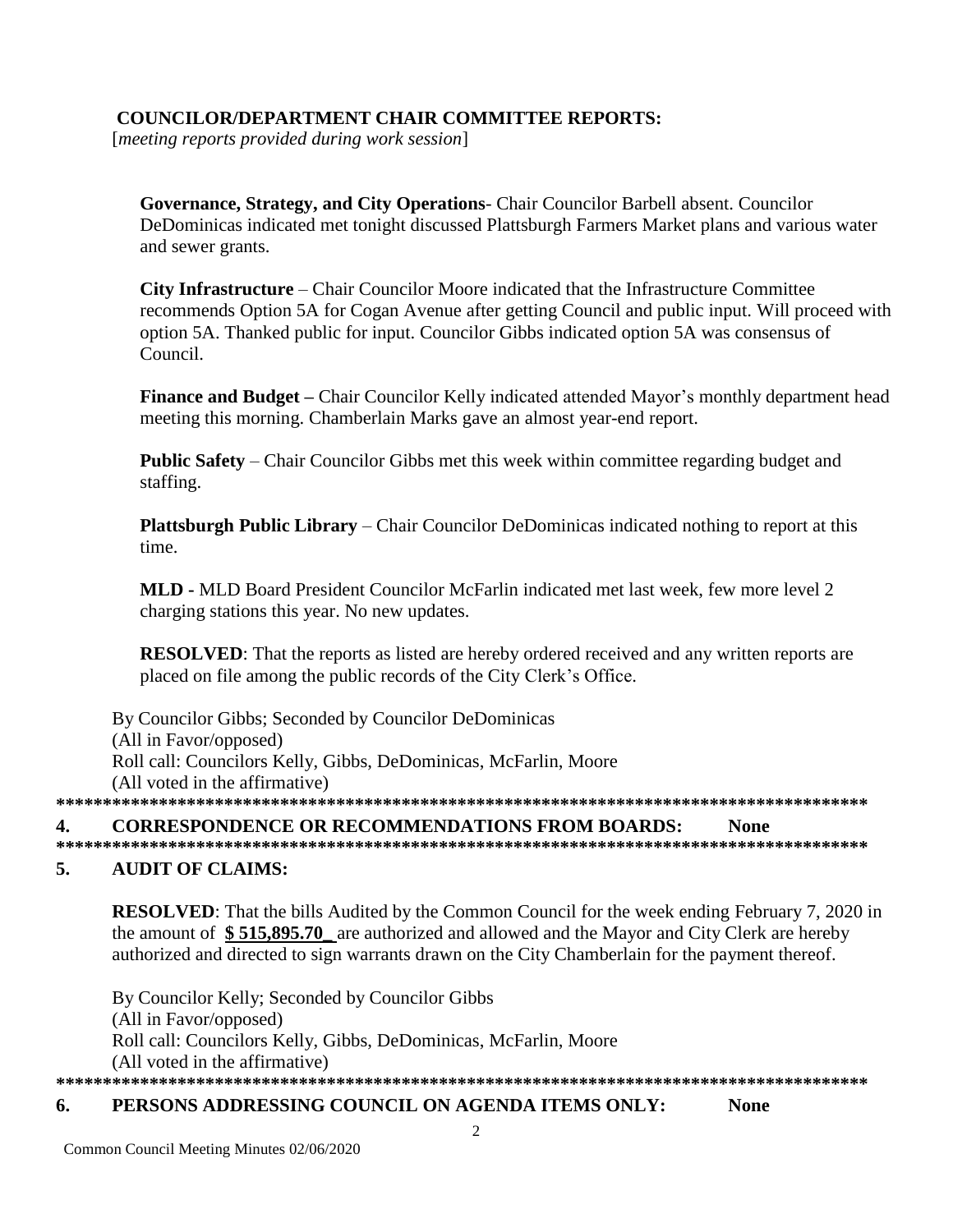**COUNCILOR/DEPARTMENT CHAIR COMMITTEE REPORTS:**
[*meeting reports provided during work session*]

**Governance, Strategy, and City Operations**- Chair Councilor Barbell absent. Councilor DeDominicas indicated met tonight discussed Plattsburgh Farmers Market plans and various water and sewer grants.

**City Infrastructure** – Chair Councilor Moore indicated that the Infrastructure Committee recommends Option 5A for Cogan Avenue after getting Council and public input. Will proceed with option 5A. Thanked public for input. Councilor Gibbs indicated option 5A was consensus of Council.

**Finance and Budget –** Chair Councilor Kelly indicated attended Mayor's monthly department head meeting this morning. Chamberlain Marks gave an almost year-end report.

**Public Safety** – Chair Councilor Gibbs met this week within committee regarding budget and staffing.

**Plattsburgh Public Library** – Chair Councilor DeDominicas indicated nothing to report at this time.

**MLD -** MLD Board President Councilor McFarlin indicated met last week, few more level 2 charging stations this year. No new updates.

**RESOLVED**: That the reports as listed are hereby ordered received and any written reports are placed on file among the public records of the City Clerk's Office.

By Councilor Gibbs; Seconded by Councilor DeDominicas
(All in Favor/opposed)
Roll call: Councilors Kelly, Gibbs, DeDominicas, McFarlin, Moore
(All voted in the affirmative)

******************************************************************************************

**4. CORRESPONDENCE OR RECOMMENDATIONS FROM BOARDS: None**

******************************************************************************************

**5. AUDIT OF CLAIMS:**

**RESOLVED**: That the bills Audited by the Common Council for the week ending February 7, 2020 in the amount of **$ 515,895.70_** are authorized and allowed and the Mayor and City Clerk are hereby authorized and directed to sign warrants drawn on the City Chamberlain for the payment thereof.

By Councilor Kelly; Seconded by Councilor Gibbs
(All in Favor/opposed)
Roll call: Councilors Kelly, Gibbs, DeDominicas, McFarlin, Moore
(All voted in the affirmative)

******************************************************************************************

**6. PERSONS ADDRESSING COUNCIL ON AGENDA ITEMS ONLY: None**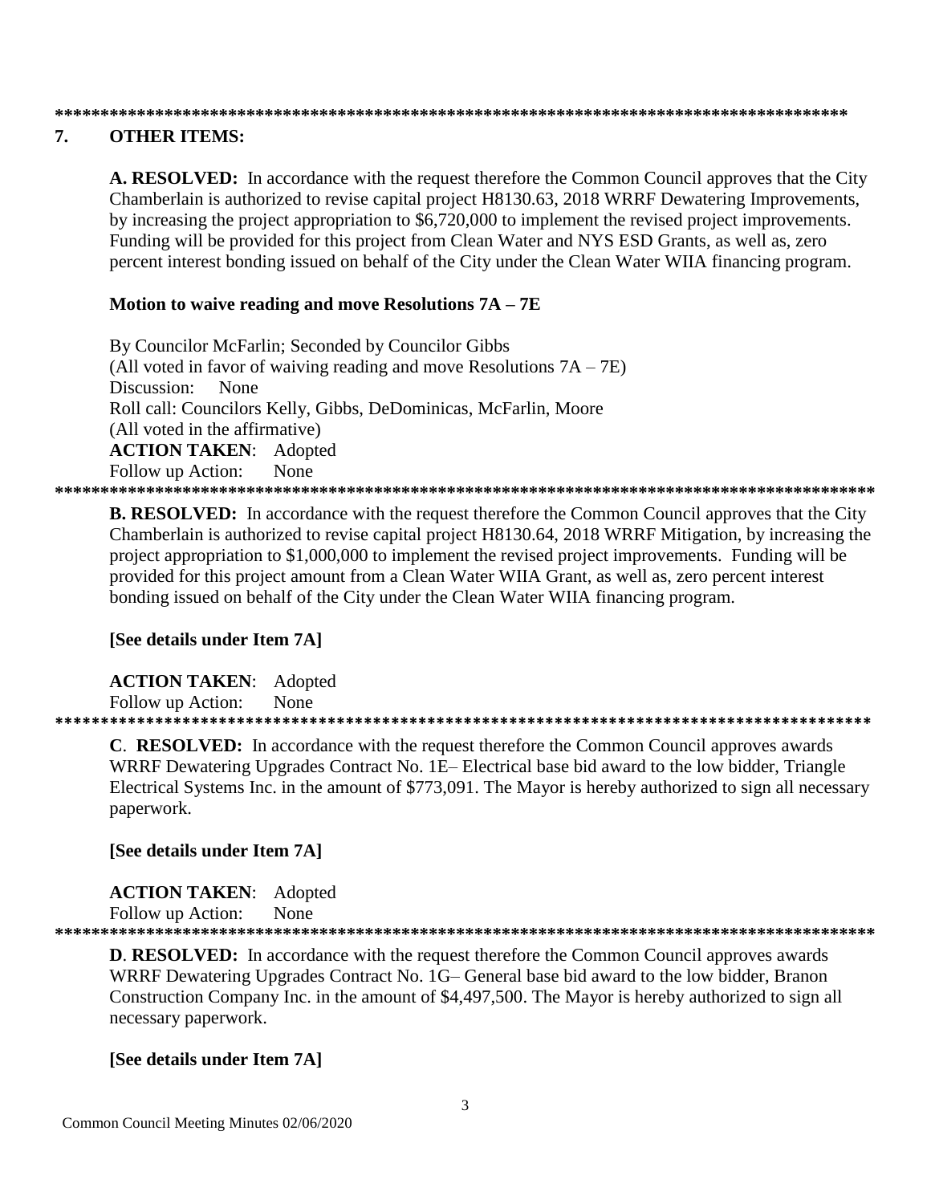*****************************************************************************************

## 7. OTHER ITEMS:

**A. RESOLVED:** In accordance with the request therefore the Common Council approves that the City Chamberlain is authorized to revise capital project H8130.63, 2018 WRRF Dewatering Improvements, by increasing the project appropriation to $6,720,000 to implement the revised project improvements. Funding will be provided for this project from Clean Water and NYS ESD Grants, as well as, zero percent interest bonding issued on behalf of the City under the Clean Water WIIA financing program.

**Motion to waive reading and move Resolutions 7A – 7E**

By Councilor McFarlin; Seconded by Councilor Gibbs
(All voted in favor of waiving reading and move Resolutions 7A – 7E)
Discussion: None
Roll call: Councilors Kelly, Gibbs, DeDominicas, McFarlin, Moore
(All voted in the affirmative)
**ACTION TAKEN**: Adopted
Follow up Action: None

*****************************************************************************************

**B. RESOLVED:** In accordance with the request therefore the Common Council approves that the City Chamberlain is authorized to revise capital project H8130.64, 2018 WRRF Mitigation, by increasing the project appropriation to $1,000,000 to implement the revised project improvements. Funding will be provided for this project amount from a Clean Water WIIA Grant, as well as, zero percent interest bonding issued on behalf of the City under the Clean Water WIIA financing program.

**[See details under Item 7A]**

**ACTION TAKEN**: Adopted
Follow up Action: None

*****************************************************************************************

**C**. **RESOLVED:** In accordance with the request therefore the Common Council approves awards WRRF Dewatering Upgrades Contract No. 1E– Electrical base bid award to the low bidder, Triangle Electrical Systems Inc. in the amount of $773,091. The Mayor is hereby authorized to sign all necessary paperwork.

**[See details under Item 7A]**

**ACTION TAKEN**: Adopted
Follow up Action: None

*****************************************************************************************

**D**. **RESOLVED:** In accordance with the request therefore the Common Council approves awards WRRF Dewatering Upgrades Contract No. 1G– General base bid award to the low bidder, Branon Construction Company Inc. in the amount of $4,497,500. The Mayor is hereby authorized to sign all necessary paperwork.

**[See details under Item 7A]**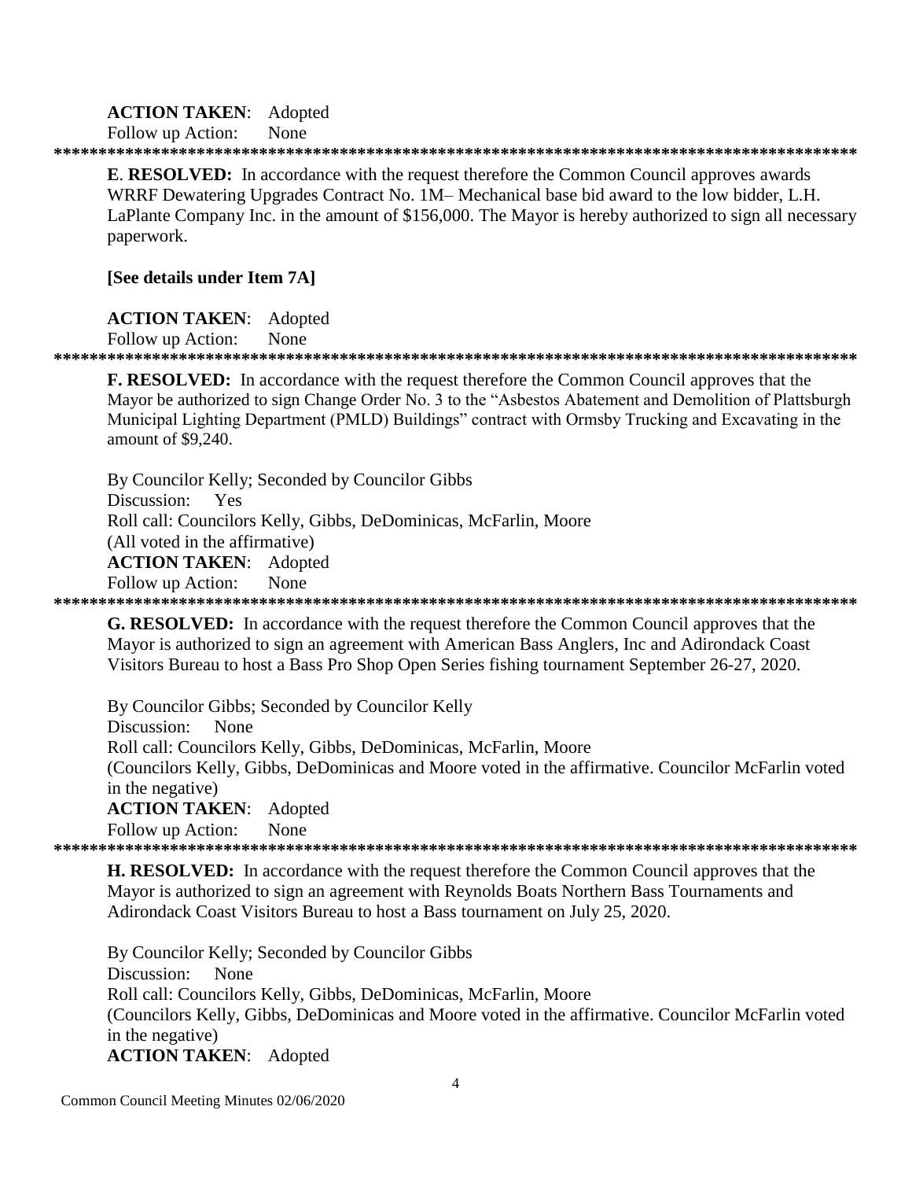**ACTION TAKEN**: Adopted

Follow up Action: None

******************************************************************************************

**E. RESOLVED:** In accordance with the request therefore the Common Council approves awards WRRF Dewatering Upgrades Contract No. 1M– Mechanical base bid award to the low bidder, L.H. LaPlante Company Inc. in the amount of $156,000. The Mayor is hereby authorized to sign all necessary paperwork.

**[See details under Item 7A]**

**ACTION TAKEN**: Adopted

Follow up Action: None

******************************************************************************************

**F. RESOLVED:** In accordance with the request therefore the Common Council approves that the Mayor be authorized to sign Change Order No. 3 to the "Asbestos Abatement and Demolition of Plattsburgh Municipal Lighting Department (PMLD) Buildings" contract with Ormsby Trucking and Excavating in the amount of $9,240.

By Councilor Kelly; Seconded by Councilor Gibbs

Discussion: Yes

Roll call: Councilors Kelly, Gibbs, DeDominicas, McFarlin, Moore

(All voted in the affirmative)

**ACTION TAKEN**: Adopted

Follow up Action: None

******************************************************************************************

**G. RESOLVED:** In accordance with the request therefore the Common Council approves that the Mayor is authorized to sign an agreement with American Bass Anglers, Inc and Adirondack Coast Visitors Bureau to host a Bass Pro Shop Open Series fishing tournament September 26-27, 2020.

By Councilor Gibbs; Seconded by Councilor Kelly

Discussion: None

Roll call: Councilors Kelly, Gibbs, DeDominicas, McFarlin, Moore

(Councilors Kelly, Gibbs, DeDominicas and Moore voted in the affirmative. Councilor McFarlin voted in the negative)

**ACTION TAKEN**: Adopted

Follow up Action: None

******************************************************************************************

**H. RESOLVED:** In accordance with the request therefore the Common Council approves that the Mayor is authorized to sign an agreement with Reynolds Boats Northern Bass Tournaments and Adirondack Coast Visitors Bureau to host a Bass tournament on July 25, 2020.

By Councilor Kelly; Seconded by Councilor Gibbs

Discussion: None

Roll call: Councilors Kelly, Gibbs, DeDominicas, McFarlin, Moore

(Councilors Kelly, Gibbs, DeDominicas and Moore voted in the affirmative. Councilor McFarlin voted in the negative)

**ACTION TAKEN**: Adopted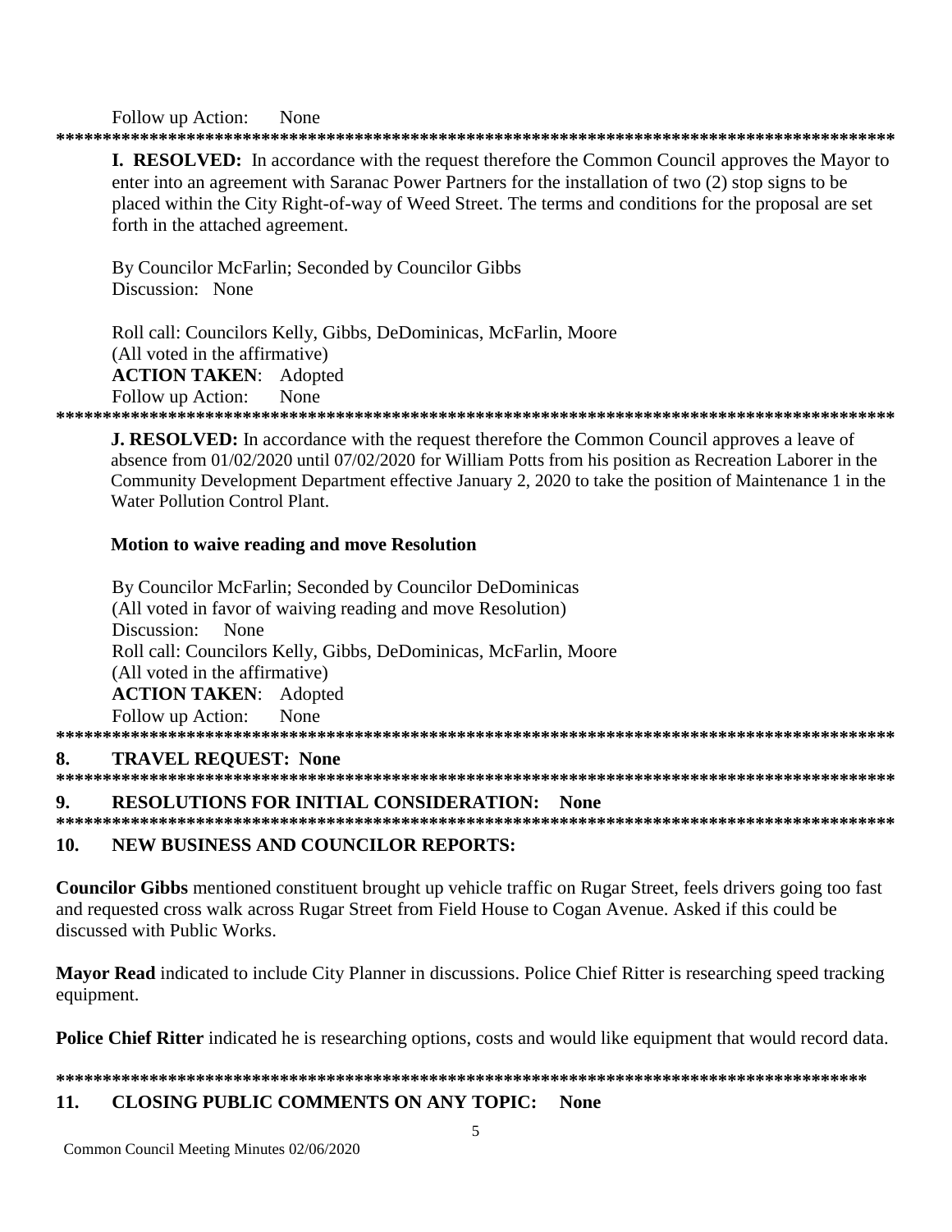Follow up Action: None

***************************************************************************************************

**I. RESOLVED:** In accordance with the request therefore the Common Council approves the Mayor to enter into an agreement with Saranac Power Partners for the installation of two (2) stop signs to be placed within the City Right-of-way of Weed Street. The terms and conditions for the proposal are set forth in the attached agreement.

By Councilor McFarlin; Seconded by Councilor Gibbs
Discussion: None

Roll call: Councilors Kelly, Gibbs, DeDominicas, McFarlin, Moore
(All voted in the affirmative)
**ACTION TAKEN**: Adopted
Follow up Action: None

***************************************************************************************************

**J. RESOLVED:** In accordance with the request therefore the Common Council approves a leave of absence from 01/02/2020 until 07/02/2020 for William Potts from his position as Recreation Laborer in the Community Development Department effective January 2, 2020 to take the position of Maintenance 1 in the Water Pollution Control Plant.

**Motion to waive reading and move Resolution**

By Councilor McFarlin; Seconded by Councilor DeDominicas
(All voted in favor of waiving reading and move Resolution)
Discussion: None
Roll call: Councilors Kelly, Gibbs, DeDominicas, McFarlin, Moore
(All voted in the affirmative)
**ACTION TAKEN**: Adopted
Follow up Action: None

***************************************************************************************************

## 8. TRAVEL REQUEST: None

***************************************************************************************************

## 9. RESOLUTIONS FOR INITIAL CONSIDERATION: None

***************************************************************************************************

## 10. NEW BUSINESS AND COUNCILOR REPORTS:

**Councilor Gibbs** mentioned constituent brought up vehicle traffic on Rugar Street, feels drivers going too fast and requested cross walk across Rugar Street from Field House to Cogan Avenue. Asked if this could be discussed with Public Works.

**Mayor Read** indicated to include City Planner in discussions. Police Chief Ritter is researching speed tracking equipment.

**Police Chief Ritter** indicated he is researching options, costs and would like equipment that would record data.

***************************************************************************************************

## 11. CLOSING PUBLIC COMMENTS ON ANY TOPIC: None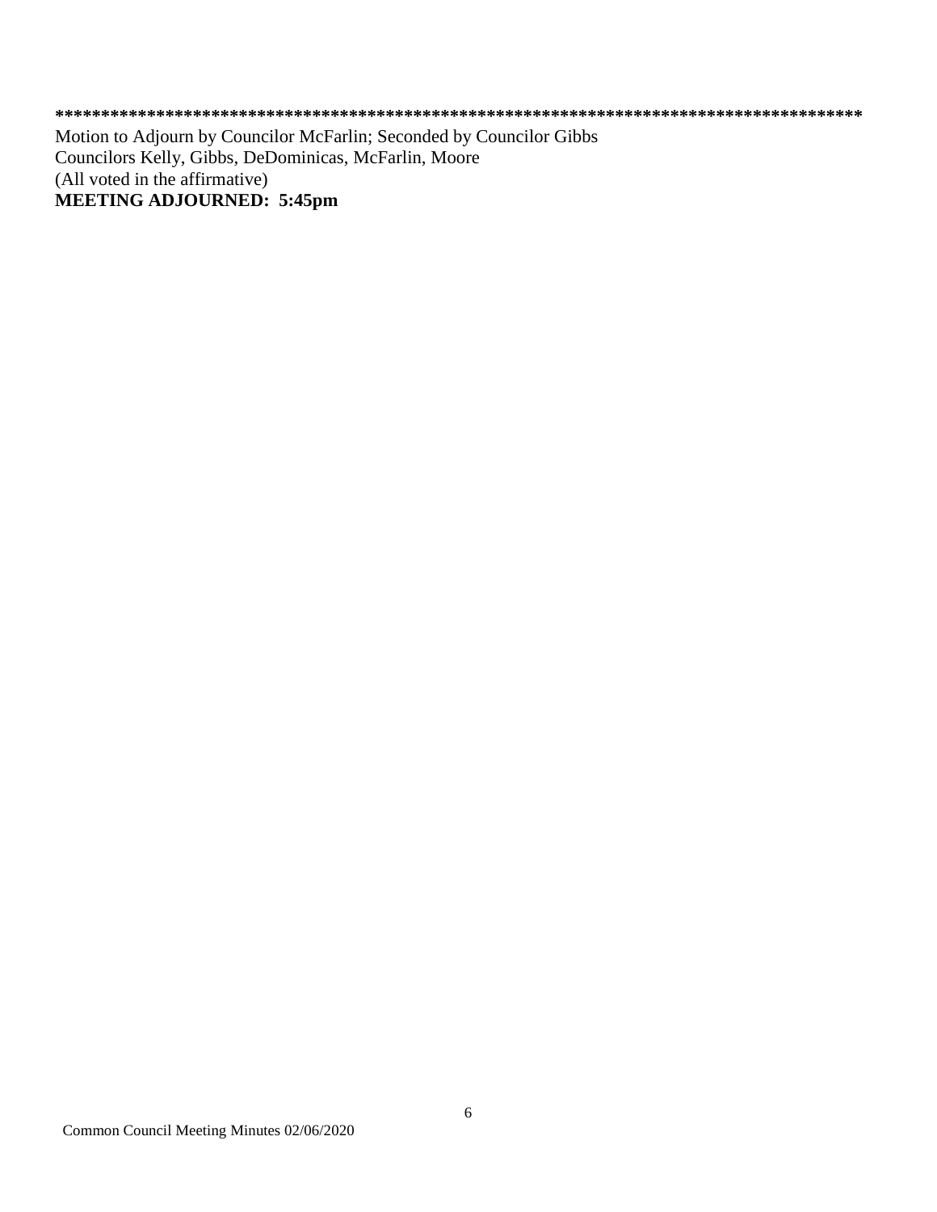*****************************************************************************************

Motion to Adjourn by Councilor McFarlin; Seconded by Councilor Gibbs
Councilors Kelly, Gibbs, DeDominicas, McFarlin, Moore
(All voted in the affirmative)
**MEETING ADJOURNED: 5:45pm**